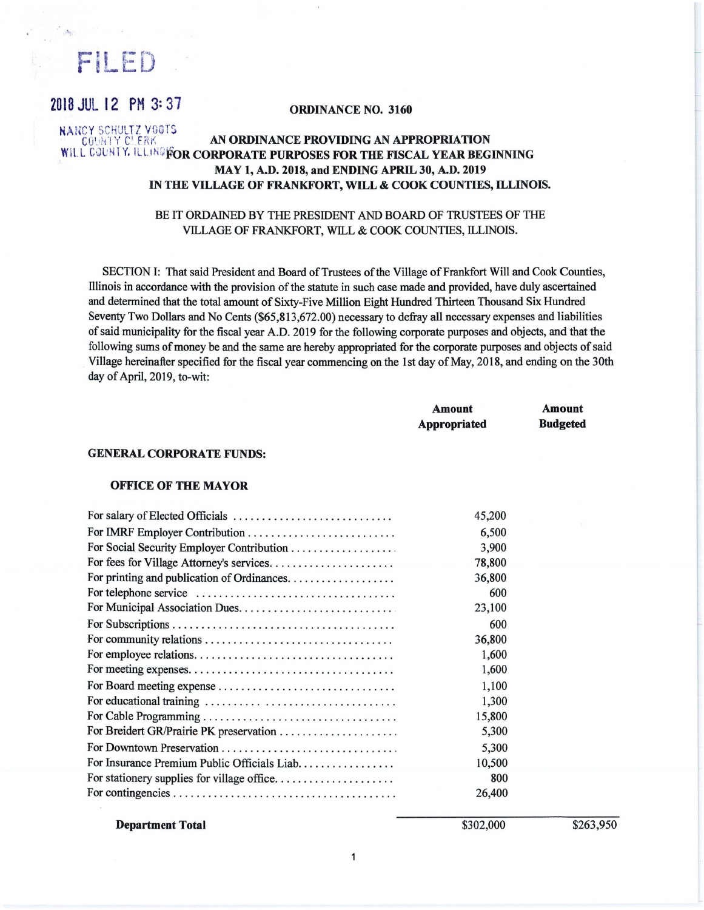FILED

2018 JUL 12 PM 3:37

NANCY SCHULTZ VOOTS
COUNTY CLERK
WILL COUNTY, ILLINOIS

**ORDINANCE NO. 3160**

**AN ORDINANCE PROVIDING AN APPROPRIATION FOR CORPORATE PURPOSES FOR THE FISCAL YEAR BEGINNING MAY 1, A.D. 2018, and ENDING APRIL 30, A.D. 2019 IN THE VILLAGE OF FRANKFORT, WILL & COOK COUNTIES, ILLINOIS.**

BE IT ORDAINED BY THE PRESIDENT AND BOARD OF TRUSTEES OF THE VILLAGE OF FRANKFORT, WILL & COOK COUNTIES, ILLINOIS.

SECTION I: That said President and Board of Trustees of the Village of Frankfort Will and Cook Counties, Illinois in accordance with the provision of the statute in such case made and provided, have duly ascertained and determined that the total amount of Sixty-Five Million Eight Hundred Thirteen Thousand Six Hundred Seventy Two Dollars and No Cents ($65,813,672.00) necessary to defray all necessary expenses and liabilities of said municipality for the fiscal year A.D. 2019 for the following corporate purposes and objects, and that the following sums of money be and the same are hereby appropriated for the corporate purposes and objects of said Village hereinafter specified for the fiscal year commencing on the 1st day of May, 2018, and ending on the 30th day of April, 2019, to-wit:

| | Amount Appropriated | Amount Budgeted |
|---|---|---|
| **GENERAL CORPORATE FUNDS:** | | |
| **OFFICE OF THE MAYOR** | | |
| For salary of Elected Officials | 45,200 | |
| For IMRF Employer Contribution | 6,500 | |
| For Social Security Employer Contribution | 3,900 | |
| For fees for Village Attorney's services | 78,800 | |
| For printing and publication of Ordinances | 36,800 | |
| For telephone service | 600 | |
| For Municipal Association Dues | 23,100 | |
| For Subscriptions | 600 | |
| For community relations | 36,800 | |
| For employee relations | 1,600 | |
| For meeting expenses | 1,600 | |
| For Board meeting expense | 1,100 | |
| For educational training | 1,300 | |
| For Cable Programming | 15,800 | |
| For Breidert GR/Prairie PK preservation | 5,300 | |
| For Downtown Preservation | 5,300 | |
| For Insurance Premium Public Officials Liab. | 10,500 | |
| For stationery supplies for village office | 800 | |
| For contingencies | 26,400 | |
| **Department Total** | $302,000 | $263,950 |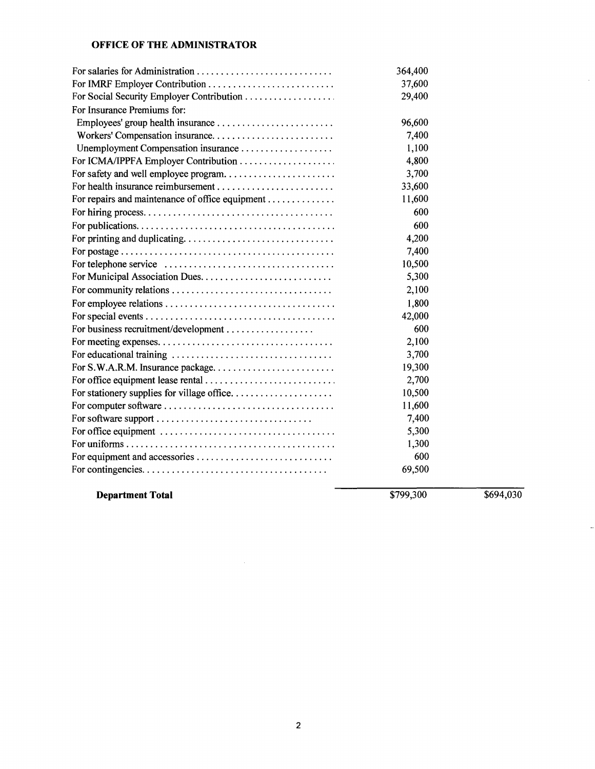**OFFICE OF THE ADMINISTRATOR**

| | | |
|---|---|---|
| For salaries for Administration | 364,400 | |
| For IMRF Employer Contribution | 37,600 | |
| For Social Security Employer Contribution | 29,400 | |
| For Insurance Premiums for: | | |
| Employees' group health insurance | 96,600 | |
| Workers' Compensation insurance | 7,400 | |
| Unemployment Compensation insurance | 1,100 | |
| For ICMA/IPPFA Employer Contribution | 4,800 | |
| For safety and well employee program | 3,700 | |
| For health insurance reimbursement | 33,600 | |
| For repairs and maintenance of office equipment | 11,600 | |
| For hiring process | 600 | |
| For publications | 600 | |
| For printing and duplicating | 4,200 | |
| For postage | 7,400 | |
| For telephone service | 10,500 | |
| For Municipal Association Dues | 5,300 | |
| For community relations | 2,100 | |
| For employee relations | 1,800 | |
| For special events | 42,000 | |
| For business recruitment/development | 600 | |
| For meeting expenses | 2,100 | |
| For educational training | 3,700 | |
| For S.W.A.R.M. Insurance package | 19,300 | |
| For office equipment lease rental | 2,700 | |
| For stationery supplies for village office | 10,500 | |
| For computer software | 11,600 | |
| For software support | 7,400 | |
| For office equipment | 5,300 | |
| For uniforms | 1,300 | |
| For equipment and accessories | 600 | |
| For contingencies | 69,500 | |
| **Department Total** | $799,300 | $694,030 |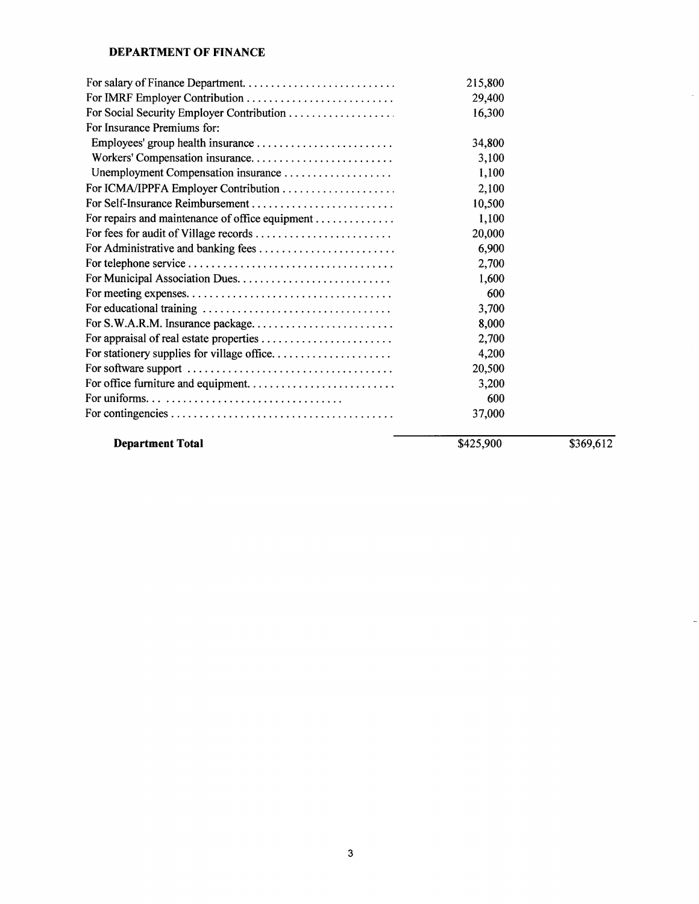**DEPARTMENT OF FINANCE**

| | | |
|---|---|---|
| For salary of Finance Department. | 215,800 | |
| For IMRF Employer Contribution | 29,400 | |
| For Social Security Employer Contribution | 16,300 | |
| For Insurance Premiums for: | | |
| Employees' group health insurance | 34,800 | |
| Workers' Compensation insurance. | 3,100 | |
| Unemployment Compensation insurance | 1,100 | |
| For ICMA/IPPFA Employer Contribution | 2,100 | |
| For Self-Insurance Reimbursement | 10,500 | |
| For repairs and maintenance of office equipment | 1,100 | |
| For fees for audit of Village records | 20,000 | |
| For Administrative and banking fees | 6,900 | |
| For telephone service | 2,700 | |
| For Municipal Association Dues. | 1,600 | |
| For meeting expenses. | 600 | |
| For educational training | 3,700 | |
| For S.W.A.R.M. Insurance package. | 8,000 | |
| For appraisal of real estate properties | 2,700 | |
| For stationery supplies for village office. | 4,200 | |
| For software support | 20,500 | |
| For office furniture and equipment. | 3,200 | |
| For uniforms. | 600 | |
| For contingencies | 37,000 | |
| **Department Total** | $425,900 | $369,612 |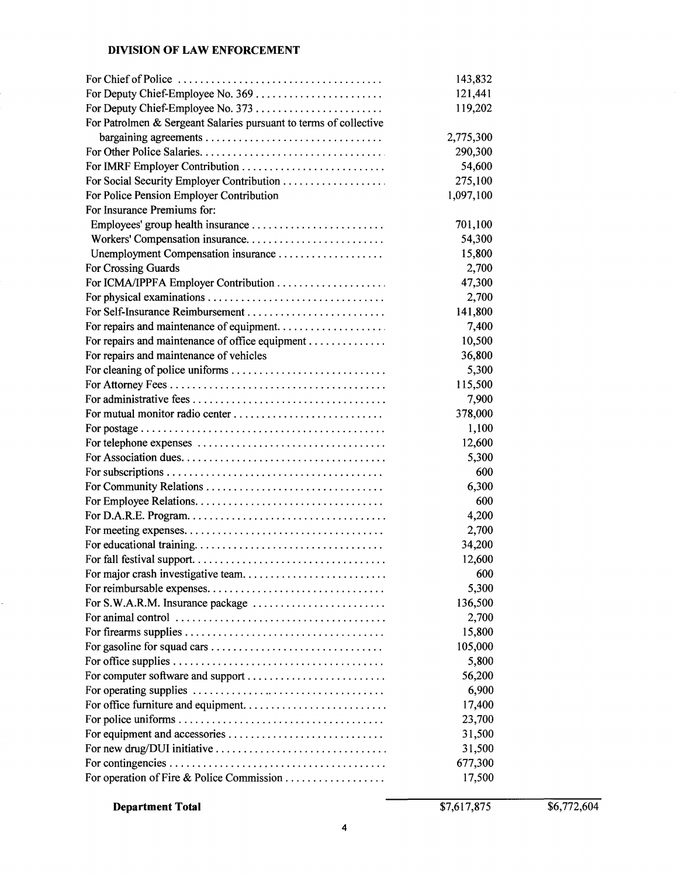**DIVISION OF LAW ENFORCEMENT**

| | | |
|---|---|---|
| For Chief of Police | 143,832 | |
| For Deputy Chief-Employee No. 369 | 121,441 | |
| For Deputy Chief-Employee No. 373 | 119,202 | |
| For Patrolmen & Sergeant Salaries pursuant to terms of collective bargaining agreements | 2,775,300 | |
| For Other Police Salaries | 290,300 | |
| For IMRF Employer Contribution | 54,600 | |
| For Social Security Employer Contribution | 275,100 | |
| For Police Pension Employer Contribution | 1,097,100 | |
| For Insurance Premiums for: | | |
| Employees' group health insurance | 701,100 | |
| Workers' Compensation insurance | 54,300 | |
| Unemployment Compensation insurance | 15,800 | |
| For Crossing Guards | 2,700 | |
| For ICMA/IPPFA Employer Contribution | 47,300 | |
| For physical examinations | 2,700 | |
| For Self-Insurance Reimbursement | 141,800 | |
| For repairs and maintenance of equipment | 7,400 | |
| For repairs and maintenance of office equipment | 10,500 | |
| For repairs and maintenance of vehicles | 36,800 | |
| For cleaning of police uniforms | 5,300 | |
| For Attorney Fees | 115,500 | |
| For administrative fees | 7,900 | |
| For mutual monitor radio center | 378,000 | |
| For postage | 1,100 | |
| For telephone expenses | 12,600 | |
| For Association dues | 5,300 | |
| For subscriptions | 600 | |
| For Community Relations | 6,300 | |
| For Employee Relations | 600 | |
| For D.A.R.E. Program | 4,200 | |
| For meeting expenses | 2,700 | |
| For educational training | 34,200 | |
| For fall festival support | 12,600 | |
| For major crash investigative team | 600 | |
| For reimbursable expenses | 5,300 | |
| For S.W.A.R.M. Insurance package | 136,500 | |
| For animal control | 2,700 | |
| For firearms supplies | 15,800 | |
| For gasoline for squad cars | 105,000 | |
| For office supplies | 5,800 | |
| For computer software and support | 56,200 | |
| For operating supplies | 6,900 | |
| For office furniture and equipment | 17,400 | |
| For police uniforms | 23,700 | |
| For equipment and accessories | 31,500 | |
| For new drug/DUI initiative | 31,500 | |
| For contingencies | 677,300 | |
| For operation of Fire & Police Commission | 17,500 | |
| **Department Total** | $7,617,875 | $6,772,604 |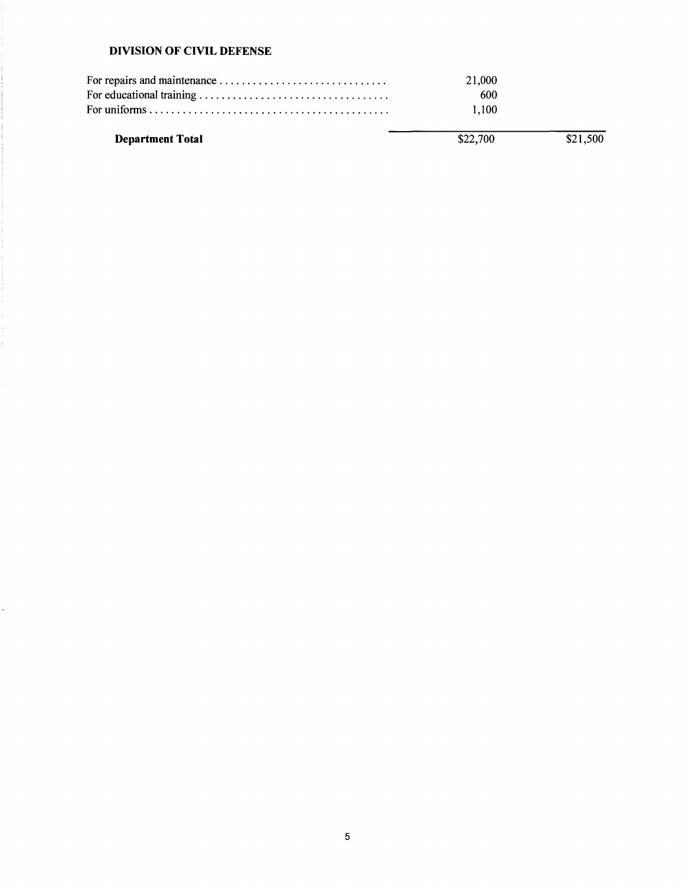**DIVISION OF CIVIL DEFENSE**

| | | |
|---|---|---|
| For repairs and maintenance . . . . . . . . . . . . . . . . . . . . . . . . . . . . . . | 21,000 | |
| For educational training . . . . . . . . . . . . . . . . . . . . . . . . . . . . . . . . . . | 600 | |
| For uniforms . . . . . . . . . . . . . . . . . . . . . . . . . . . . . . . . . . . . . . . . . . . | 1,100 | |
| **Department Total** | $22,700 | $21,500 |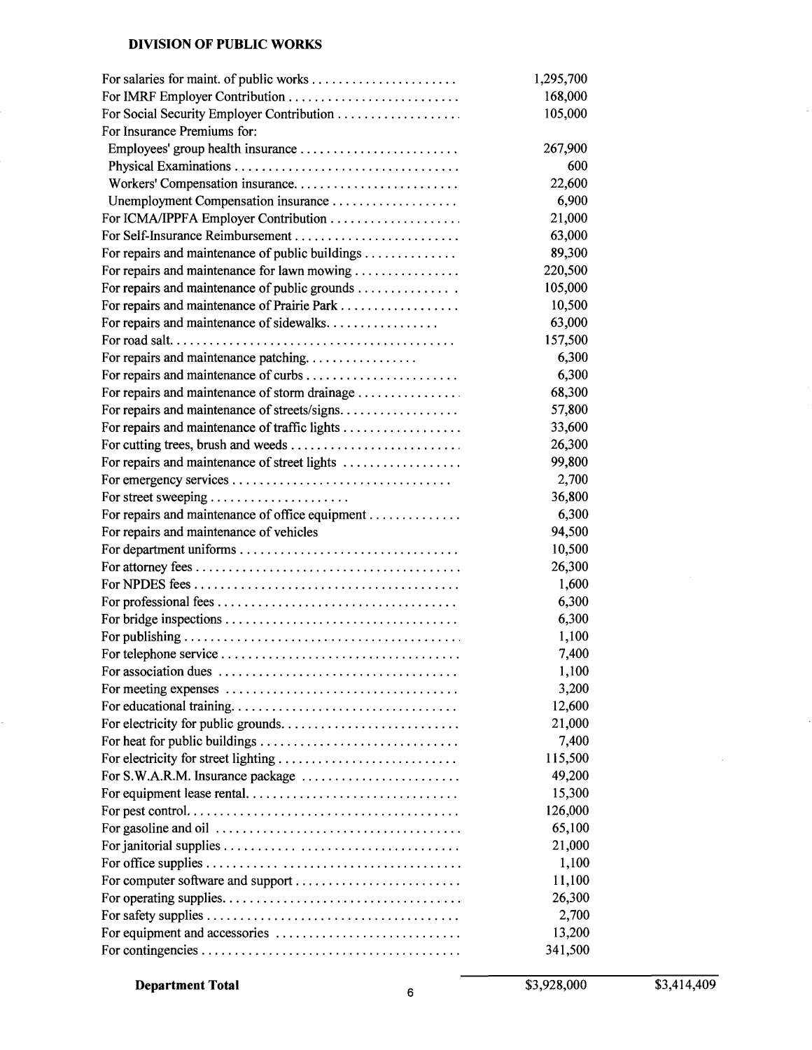**DIVISION OF PUBLIC WORKS**

| | | |
|---|---|---|
| For salaries for maint. of public works | 1,295,700 | |
| For IMRF Employer Contribution | 168,000 | |
| For Social Security Employer Contribution | 105,000 | |
| For Insurance Premiums for: | | |
| Employees' group health insurance | 267,900 | |
| Physical Examinations | 600 | |
| Workers' Compensation insurance | 22,600 | |
| Unemployment Compensation insurance | 6,900 | |
| For ICMA/IPPFA Employer Contribution | 21,000 | |
| For Self-Insurance Reimbursement | 63,000 | |
| For repairs and maintenance of public buildings | 89,300 | |
| For repairs and maintenance for lawn mowing | 220,500 | |
| For repairs and maintenance of public grounds | 105,000 | |
| For repairs and maintenance of Prairie Park | 10,500 | |
| For repairs and maintenance of sidewalks | 63,000 | |
| For road salt | 157,500 | |
| For repairs and maintenance patching | 6,300 | |
| For repairs and maintenance of curbs | 6,300 | |
| For repairs and maintenance of storm drainage | 68,300 | |
| For repairs and maintenance of streets/signs | 57,800 | |
| For repairs and maintenance of traffic lights | 33,600 | |
| For cutting trees, brush and weeds | 26,300 | |
| For repairs and maintenance of street lights | 99,800 | |
| For emergency services | 2,700 | |
| For street sweeping | 36,800 | |
| For repairs and maintenance of office equipment | 6,300 | |
| For repairs and maintenance of vehicles | 94,500 | |
| For department uniforms | 10,500 | |
| For attorney fees | 26,300 | |
| For NPDES fees | 1,600 | |
| For professional fees | 6,300 | |
| For bridge inspections | 6,300 | |
| For publishing | 1,100 | |
| For telephone service | 7,400 | |
| For association dues | 1,100 | |
| For meeting expenses | 3,200 | |
| For educational training | 12,600 | |
| For electricity for public grounds | 21,000 | |
| For heat for public buildings | 7,400 | |
| For electricity for street lighting | 115,500 | |
| For S.W.A.R.M. Insurance package | 49,200 | |
| For equipment lease rental | 15,300 | |
| For pest control | 126,000 | |
| For gasoline and oil | 65,100 | |
| For janitorial supplies | 21,000 | |
| For office supplies | 1,100 | |
| For computer software and support | 11,100 | |
| For operating supplies | 26,300 | |
| For safety supplies | 2,700 | |
| For equipment and accessories | 13,200 | |
| For contingencies | 341,500 | |
| **Department Total** | $3,928,000 | $3,414,409 |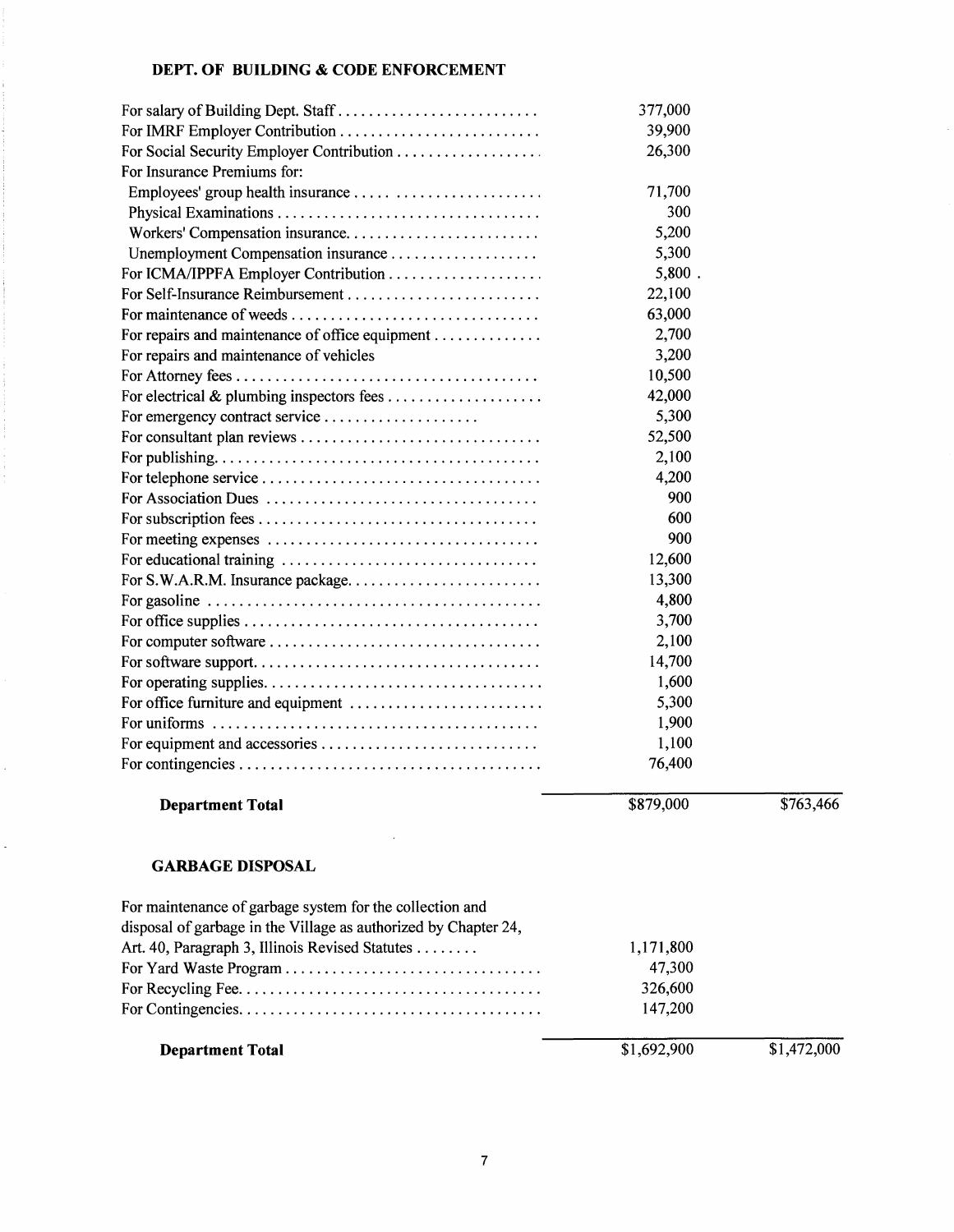## DEPT. OF BUILDING & CODE ENFORCEMENT

| | | |
|---|---|---|
| For salary of Building Dept. Staff | 377,000 | |
| For IMRF Employer Contribution | 39,900 | |
| For Social Security Employer Contribution | 26,300 | |
| For Insurance Premiums for: | | |
| Employees' group health insurance | 71,700 | |
| Physical Examinations | 300 | |
| Workers' Compensation insurance | 5,200 | |
| Unemployment Compensation insurance | 5,300 | |
| For ICMA/IPPFA Employer Contribution | 5,800 . | |
| For Self-Insurance Reimbursement | 22,100 | |
| For maintenance of weeds | 63,000 | |
| For repairs and maintenance of office equipment | 2,700 | |
| For repairs and maintenance of vehicles | 3,200 | |
| For Attorney fees | 10,500 | |
| For electrical & plumbing inspectors fees | 42,000 | |
| For emergency contract service | 5,300 | |
| For consultant plan reviews | 52,500 | |
| For publishing | 2,100 | |
| For telephone service | 4,200 | |
| For Association Dues | 900 | |
| For subscription fees | 600 | |
| For meeting expenses | 900 | |
| For educational training | 12,600 | |
| For S.W.A.R.M. Insurance package | 13,300 | |
| For gasoline | 4,800 | |
| For office supplies | 3,700 | |
| For computer software | 2,100 | |
| For software support | 14,700 | |
| For operating supplies | 1,600 | |
| For office furniture and equipment | 5,300 | |
| For uniforms | 1,900 | |
| For equipment and accessories | 1,100 | |
| For contingencies | 76,400 | |
| **Department Total** | $879,000 | $763,466 |

## GARBAGE DISPOSAL

| | | |
|---|---|---|
| For maintenance of garbage system for the collection and disposal of garbage in the Village as authorized by Chapter 24, Art. 40, Paragraph 3, Illinois Revised Statutes | 1,171,800 | |
| For Yard Waste Program | 47,300 | |
| For Recycling Fee | 326,600 | |
| For Contingencies | 147,200 | |
| **Department Total** | $1,692,900 | $1,472,000 |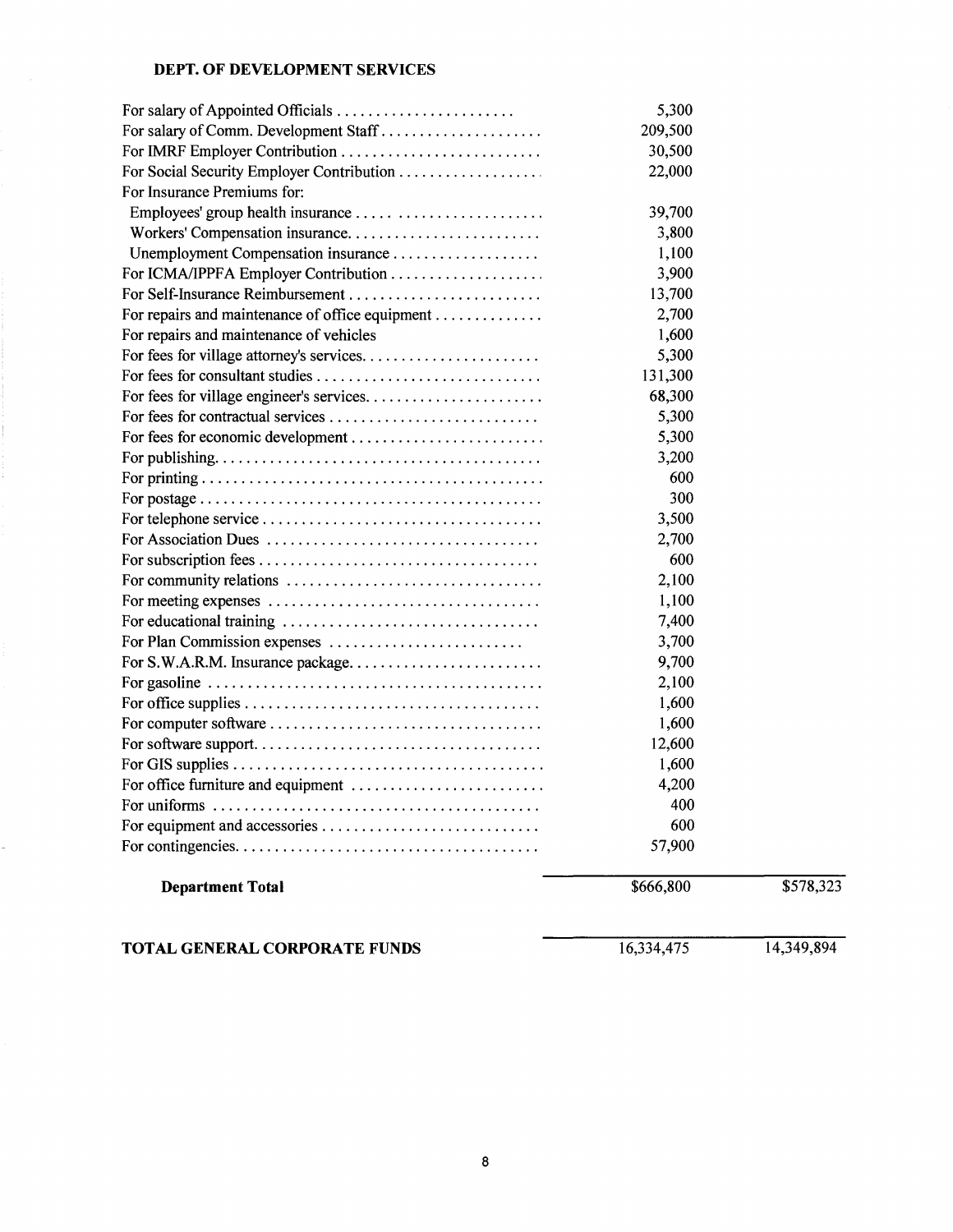## DEPT. OF DEVELOPMENT SERVICES

| | | |
|---|---|---|
| For salary of Appointed Officials | 5,300 | |
| For salary of Comm. Development Staff | 209,500 | |
| For IMRF Employer Contribution | 30,500 | |
| For Social Security Employer Contribution | 22,000 | |
| For Insurance Premiums for: | | |
| Employees' group health insurance | 39,700 | |
| Workers' Compensation insurance | 3,800 | |
| Unemployment Compensation insurance | 1,100 | |
| For ICMA/IPPFA Employer Contribution | 3,900 | |
| For Self-Insurance Reimbursement | 13,700 | |
| For repairs and maintenance of office equipment | 2,700 | |
| For repairs and maintenance of vehicles | 1,600 | |
| For fees for village attorney's services | 5,300 | |
| For fees for consultant studies | 131,300 | |
| For fees for village engineer's services | 68,300 | |
| For fees for contractual services | 5,300 | |
| For fees for economic development | 5,300 | |
| For publishing | 3,200 | |
| For printing | 600 | |
| For postage | 300 | |
| For telephone service | 3,500 | |
| For Association Dues | 2,700 | |
| For subscription fees | 600 | |
| For community relations | 2,100 | |
| For meeting expenses | 1,100 | |
| For educational training | 7,400 | |
| For Plan Commission expenses | 3,700 | |
| For S.W.A.R.M. Insurance package | 9,700 | |
| For gasoline | 2,100 | |
| For office supplies | 1,600 | |
| For computer software | 1,600 | |
| For software support | 12,600 | |
| For GIS supplies | 1,600 | |
| For office furniture and equipment | 4,200 | |
| For uniforms | 400 | |
| For equipment and accessories | 600 | |
| For contingencies | 57,900 | |
| **Department Total** | $666,800 | $578,323 |
| **TOTAL GENERAL CORPORATE FUNDS** | 16,334,475 | 14,349,894 |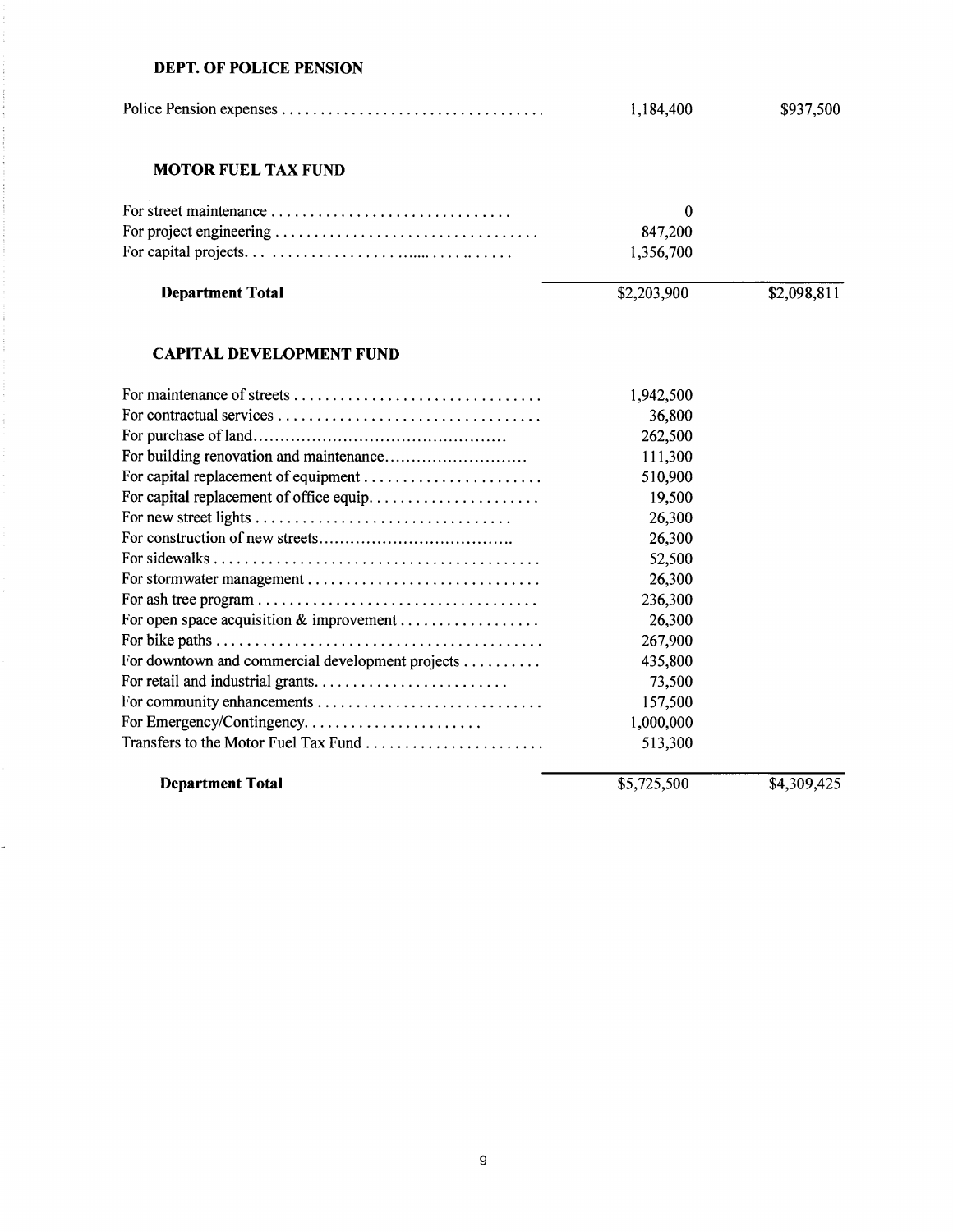### DEPT. OF POLICE PENSION

| | | |
|---|---|---|
| Police Pension expenses | 1,184,400 | $937,500 |

### MOTOR FUEL TAX FUND

| | | |
|---|---|---|
| For street maintenance | 0 | |
| For project engineering | 847,200 | |
| For capital projects | 1,356,700 | |
| **Department Total** | $2,203,900 | $2,098,811 |

### CAPITAL DEVELOPMENT FUND

| | | |
|---|---|---|
| For maintenance of streets | 1,942,500 | |
| For contractual services | 36,800 | |
| For purchase of land | 262,500 | |
| For building renovation and maintenance | 111,300 | |
| For capital replacement of equipment | 510,900 | |
| For capital replacement of office equip. | 19,500 | |
| For new street lights | 26,300 | |
| For construction of new streets | 26,300 | |
| For sidewalks | 52,500 | |
| For stormwater management | 26,300 | |
| For ash tree program | 236,300 | |
| For open space acquisition & improvement | 26,300 | |
| For bike paths | 267,900 | |
| For downtown and commercial development projects | 435,800 | |
| For retail and industrial grants | 73,500 | |
| For community enhancements | 157,500 | |
| For Emergency/Contingency | 1,000,000 | |
| Transfers to the Motor Fuel Tax Fund | 513,300 | |
| **Department Total** | $5,725,500 | $4,309,425 |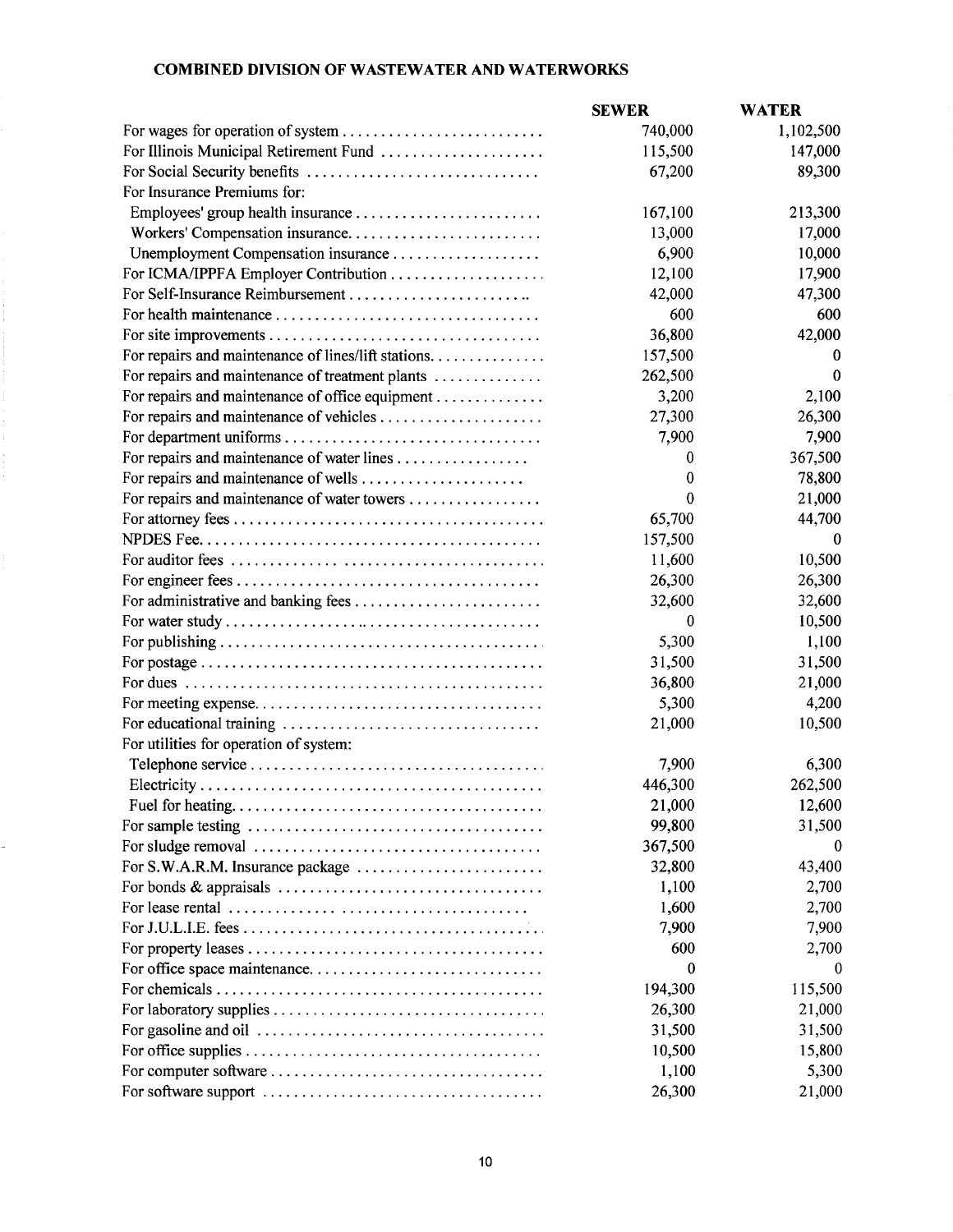**COMBINED DIVISION OF WASTEWATER AND WATERWORKS**

| | SEWER | WATER |
|---|---|---|
| For wages for operation of system | 740,000 | 1,102,500 |
| For Illinois Municipal Retirement Fund | 115,500 | 147,000 |
| For Social Security benefits | 67,200 | 89,300 |
| For Insurance Premiums for: | | |
| Employees' group health insurance | 167,100 | 213,300 |
| Workers' Compensation insurance | 13,000 | 17,000 |
| Unemployment Compensation insurance | 6,900 | 10,000 |
| For ICMA/IPPFA Employer Contribution | 12,100 | 17,900 |
| For Self-Insurance Reimbursement | 42,000 | 47,300 |
| For health maintenance | 600 | 600 |
| For site improvements | 36,800 | 42,000 |
| For repairs and maintenance of lines/lift stations | 157,500 | 0 |
| For repairs and maintenance of treatment plants | 262,500 | 0 |
| For repairs and maintenance of office equipment | 3,200 | 2,100 |
| For repairs and maintenance of vehicles | 27,300 | 26,300 |
| For department uniforms | 7,900 | 7,900 |
| For repairs and maintenance of water lines | 0 | 367,500 |
| For repairs and maintenance of wells | 0 | 78,800 |
| For repairs and maintenance of water towers | 0 | 21,000 |
| For attorney fees | 65,700 | 44,700 |
| NPDES Fee | 157,500 | 0 |
| For auditor fees | 11,600 | 10,500 |
| For engineer fees | 26,300 | 26,300 |
| For administrative and banking fees | 32,600 | 32,600 |
| For water study | 0 | 10,500 |
| For publishing | 5,300 | 1,100 |
| For postage | 31,500 | 31,500 |
| For dues | 36,800 | 21,000 |
| For meeting expense | 5,300 | 4,200 |
| For educational training | 21,000 | 10,500 |
| For utilities for operation of system: | | |
| Telephone service | 7,900 | 6,300 |
| Electricity | 446,300 | 262,500 |
| Fuel for heating | 21,000 | 12,600 |
| For sample testing | 99,800 | 31,500 |
| For sludge removal | 367,500 | 0 |
| For S.W.A.R.M. Insurance package | 32,800 | 43,400 |
| For bonds & appraisals | 1,100 | 2,700 |
| For lease rental | 1,600 | 2,700 |
| For J.U.L.I.E. fees | 7,900 | 7,900 |
| For property leases | 600 | 2,700 |
| For office space maintenance | 0 | 0 |
| For chemicals | 194,300 | 115,500 |
| For laboratory supplies | 26,300 | 21,000 |
| For gasoline and oil | 31,500 | 31,500 |
| For office supplies | 10,500 | 15,800 |
| For computer software | 1,100 | 5,300 |
| For software support | 26,300 | 21,000 |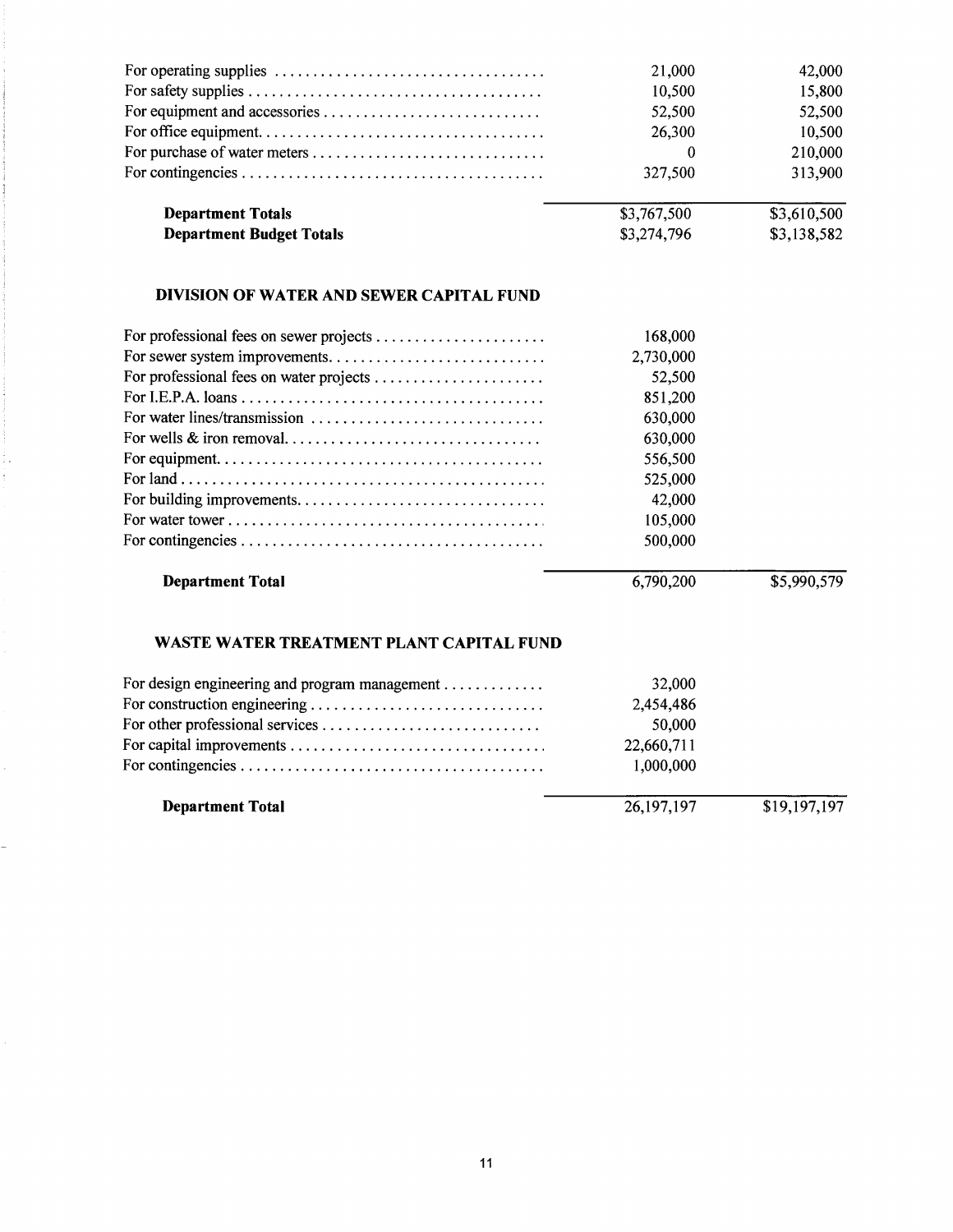| | | |
|---|---|---|
| For operating supplies | 21,000 | 42,000 |
| For safety supplies | 10,500 | 15,800 |
| For equipment and accessories | 52,500 | 52,500 |
| For office equipment | 26,300 | 10,500 |
| For purchase of water meters | 0 | 210,000 |
| For contingencies | 327,500 | 313,900 |
| **Department Totals** | $3,767,500 | $3,610,500 |
| **Department Budget Totals** | $3,274,796 | $3,138,582 |

### DIVISION OF WATER AND SEWER CAPITAL FUND

| | | |
|---|---|---|
| For professional fees on sewer projects | 168,000 | |
| For sewer system improvements | 2,730,000 | |
| For professional fees on water projects | 52,500 | |
| For I.E.P.A. loans | 851,200 | |
| For water lines/transmission | 630,000 | |
| For wells & iron removal | 630,000 | |
| For equipment | 556,500 | |
| For land | 525,000 | |
| For building improvements | 42,000 | |
| For water tower | 105,000 | |
| For contingencies | 500,000 | |
| **Department Total** | 6,790,200 | $5,990,579 |

### WASTE WATER TREATMENT PLANT CAPITAL FUND

| | | |
|---|---|---|
| For design engineering and program management | 32,000 | |
| For construction engineering | 2,454,486 | |
| For other professional services | 50,000 | |
| For capital improvements | 22,660,711 | |
| For contingencies | 1,000,000 | |
| **Department Total** | 26,197,197 | $19,197,197 |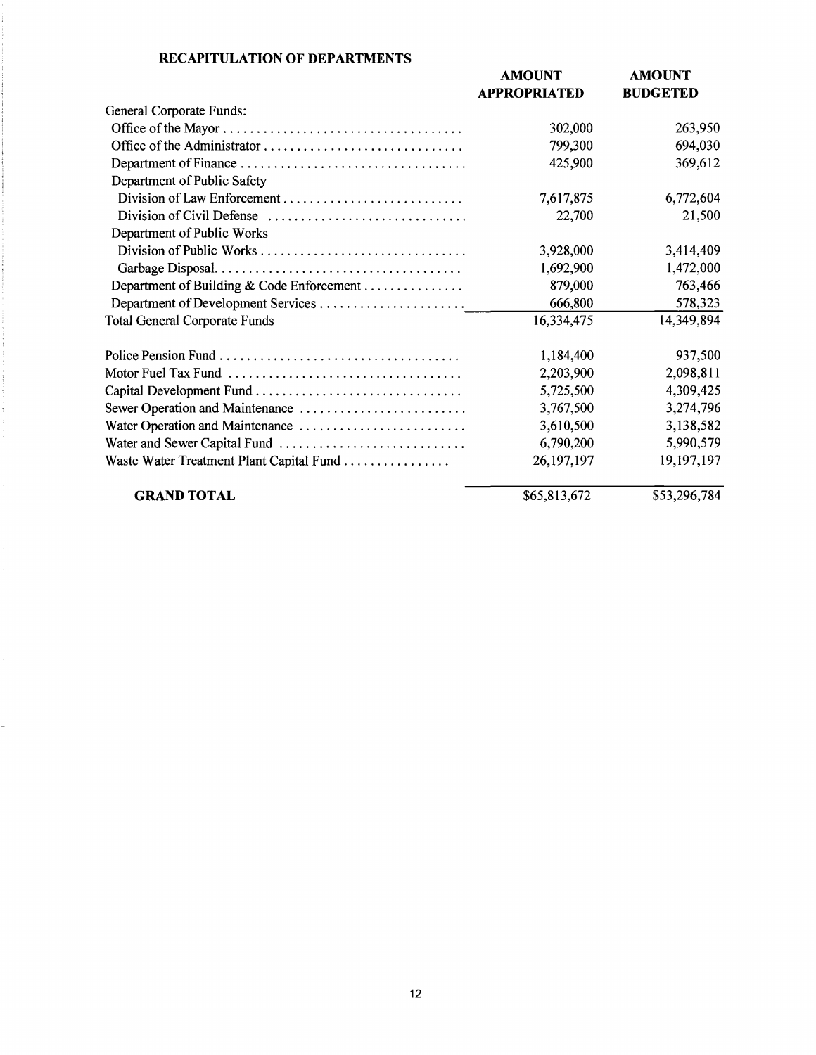**RECAPITULATION OF DEPARTMENTS**

| | AMOUNT APPROPRIATED | AMOUNT BUDGETED |
|---|---|---|
| General Corporate Funds: | | |
| Office of the Mayor | 302,000 | 263,950 |
| Office of the Administrator | 799,300 | 694,030 |
| Department of Finance | 425,900 | 369,612 |
| Department of Public Safety | | |
| Division of Law Enforcement | 7,617,875 | 6,772,604 |
| Division of Civil Defense | 22,700 | 21,500 |
| Department of Public Works | | |
| Division of Public Works | 3,928,000 | 3,414,409 |
| Garbage Disposal | 1,692,900 | 1,472,000 |
| Department of Building & Code Enforcement | 879,000 | 763,466 |
| Department of Development Services | 666,800 | 578,323 |
| Total General Corporate Funds | 16,334,475 | 14,349,894 |
| Police Pension Fund | 1,184,400 | 937,500 |
| Motor Fuel Tax Fund | 2,203,900 | 2,098,811 |
| Capital Development Fund | 5,725,500 | 4,309,425 |
| Sewer Operation and Maintenance | 3,767,500 | 3,274,796 |
| Water Operation and Maintenance | 3,610,500 | 3,138,582 |
| Water and Sewer Capital Fund | 6,790,200 | 5,990,579 |
| Waste Water Treatment Plant Capital Fund | 26,197,197 | 19,197,197 |
| **GRAND TOTAL** | $65,813,672 | $53,296,784 |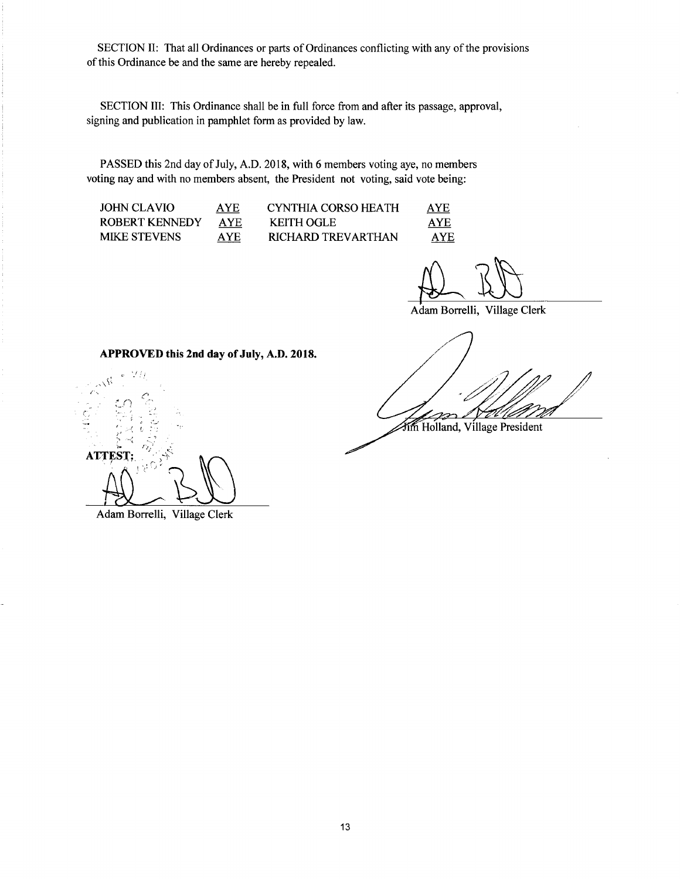SECTION II: That all Ordinances or parts of Ordinances conflicting with any of the provisions of this Ordinance be and the same are hereby repealed.

SECTION III: This Ordinance shall be in full force from and after its passage, approval, signing and publication in pamphlet form as provided by law.

PASSED this 2nd day of July, A.D. 2018, with 6 members voting aye, no members voting nay and with no members absent, the President not voting, said vote being:

| | | | |
|---|---|---|---|
| JOHN CLAVIO | AYE | CYNTHIA CORSO HEATH | AYE |
| ROBERT KENNEDY | AYE | KEITH OGLE | AYE |
| MIKE STEVENS | AYE | RICHARD TREVARTHAN | AYE |

Adam Borrelli, Village Clerk

**APPROVED this 2nd day of July, A.D. 2018.**

Jim Holland, Village President

ATTEST:

Adam Borrelli, Village Clerk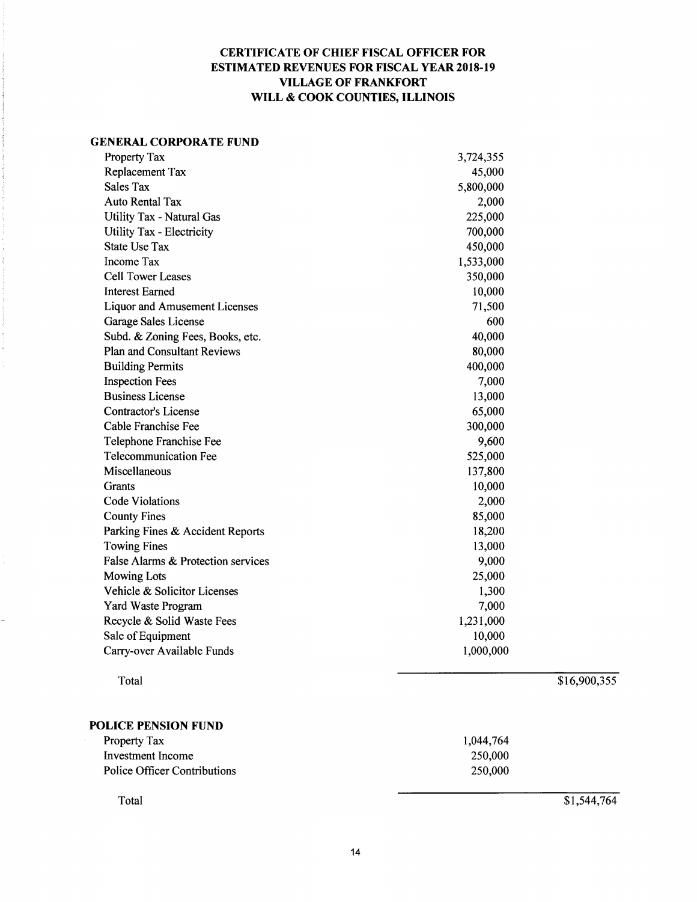# CERTIFICATE OF CHIEF FISCAL OFFICER FOR ESTIMATED REVENUES FOR FISCAL YEAR 2018-19
# VILLAGE OF FRANKFORT
# WILL & COOK COUNTIES, ILLINOIS

## GENERAL CORPORATE FUND

| | | |
|---|---|---|
| Property Tax | 3,724,355 | |
| Replacement Tax | 45,000 | |
| Sales Tax | 5,800,000 | |
| Auto Rental Tax | 2,000 | |
| Utility Tax - Natural Gas | 225,000 | |
| Utility Tax - Electricity | 700,000 | |
| State Use Tax | 450,000 | |
| Income Tax | 1,533,000 | |
| Cell Tower Leases | 350,000 | |
| Interest Earned | 10,000 | |
| Liquor and Amusement Licenses | 71,500 | |
| Garage Sales License | 600 | |
| Subd. & Zoning Fees, Books, etc. | 40,000 | |
| Plan and Consultant Reviews | 80,000 | |
| Building Permits | 400,000 | |
| Inspection Fees | 7,000 | |
| Business License | 13,000 | |
| Contractor's License | 65,000 | |
| Cable Franchise Fee | 300,000 | |
| Telephone Franchise Fee | 9,600 | |
| Telecommunication Fee | 525,000 | |
| Miscellaneous | 137,800 | |
| Grants | 10,000 | |
| Code Violations | 2,000 | |
| County Fines | 85,000 | |
| Parking Fines & Accident Reports | 18,200 | |
| Towing Fines | 13,000 | |
| False Alarms & Protection services | 9,000 | |
| Mowing Lots | 25,000 | |
| Vehicle & Solicitor Licenses | 1,300 | |
| Yard Waste Program | 7,000 | |
| Recycle & Solid Waste Fees | 1,231,000 | |
| Sale of Equipment | 10,000 | |
| Carry-over Available Funds | 1,000,000 | |
| Total | | $16,900,355 |

## POLICE PENSION FUND

| | | |
|---|---|---|
| Property Tax | 1,044,764 | |
| Investment Income | 250,000 | |
| Police Officer Contributions | 250,000 | |
| Total | | $1,544,764 |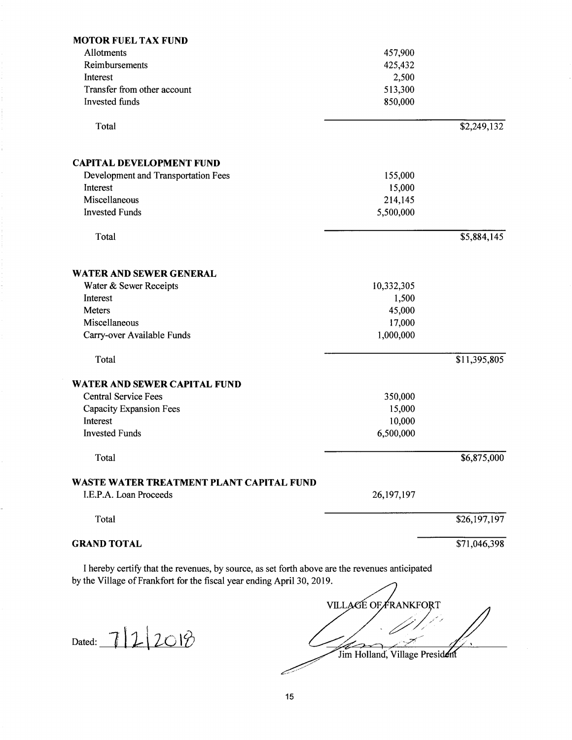| | | |
|---|---|---|
| **MOTOR FUEL TAX FUND** | | |
| Allotments | 457,900 | |
| Reimbursements | 425,432 | |
| Interest | 2,500 | |
| Transfer from other account | 513,300 | |
| Invested funds | 850,000 | |
| Total | | $2,249,132 |
| | | |
| **CAPITAL DEVELOPMENT FUND** | | |
| Development and Transportation Fees | 155,000 | |
| Interest | 15,000 | |
| Miscellaneous | 214,145 | |
| Invested Funds | 5,500,000 | |
| Total | | $5,884,145 |
| | | |
| **WATER AND SEWER GENERAL** | | |
| Water & Sewer Receipts | 10,332,305 | |
| Interest | 1,500 | |
| Meters | 45,000 | |
| Miscellaneous | 17,000 | |
| Carry-over Available Funds | 1,000,000 | |
| Total | | $11,395,805 |
| | | |
| **WATER AND SEWER CAPITAL FUND** | | |
| Central Service Fees | 350,000 | |
| Capacity Expansion Fees | 15,000 | |
| Interest | 10,000 | |
| Invested Funds | 6,500,000 | |
| Total | | $6,875,000 |
| | | |
| **WASTE WATER TREATMENT PLANT CAPITAL FUND** | | |
| I.E.P.A. Loan Proceeds | 26,197,197 | |
| Total | | $26,197,197 |
| | | |
| **GRAND TOTAL** | | $71,046,398 |

I hereby certify that the revenues, by source, as set forth above are the revenues anticipated by the Village of Frankfort for the fiscal year ending April 30, 2019.

Dated: 7/2/2018

VILLAGE OF FRANKFORT

Jim Holland, Village President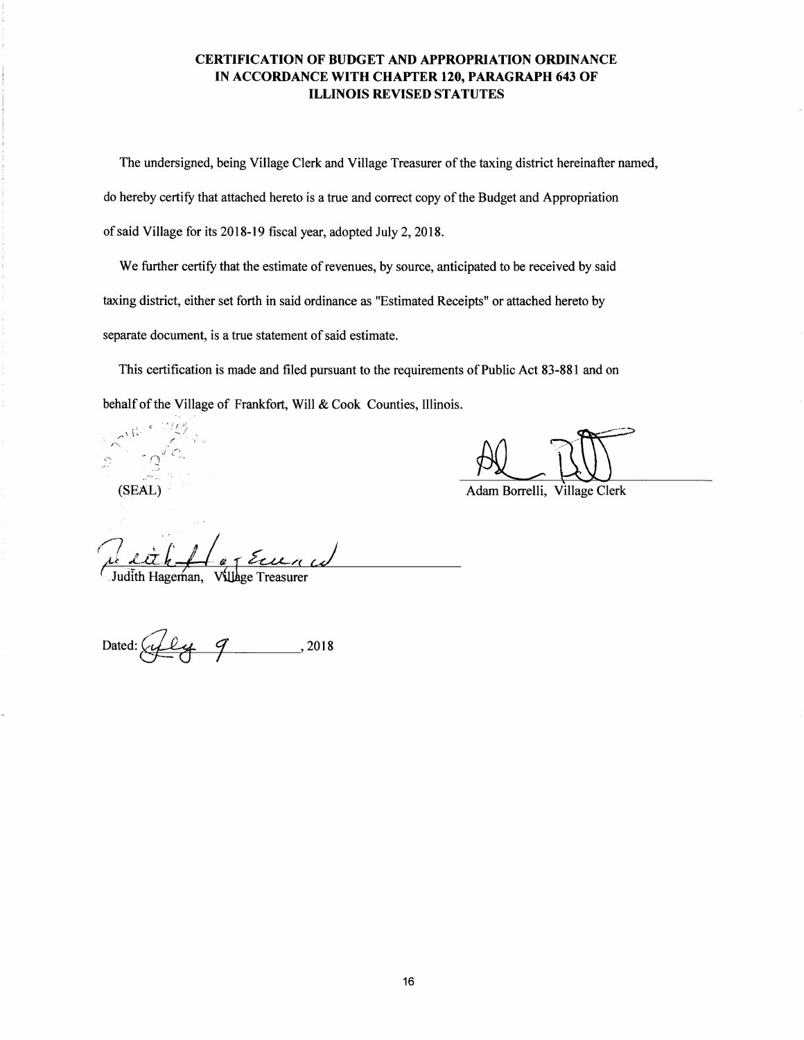# CERTIFICATION OF BUDGET AND APPROPRIATION ORDINANCE IN ACCORDANCE WITH CHAPTER 120, PARAGRAPH 643 OF ILLINOIS REVISED STATUTES

The undersigned, being Village Clerk and Village Treasurer of the taxing district hereinafter named, do hereby certify that attached hereto is a true and correct copy of the Budget and Appropriation of said Village for its 2018-19 fiscal year, adopted July 2, 2018.

We further certify that the estimate of revenues, by source, anticipated to be received by said taxing district, either set forth in said ordinance as "Estimated Receipts" or attached hereto by separate document, is a true statement of said estimate.

This certification is made and filed pursuant to the requirements of Public Act 83-881 and on behalf of the Village of Frankfort, Will & Cook Counties, Illinois.

(SEAL)

Adam Borrelli, Village Clerk

Judith Hageman, Village Treasurer

Dated: July 9, 2018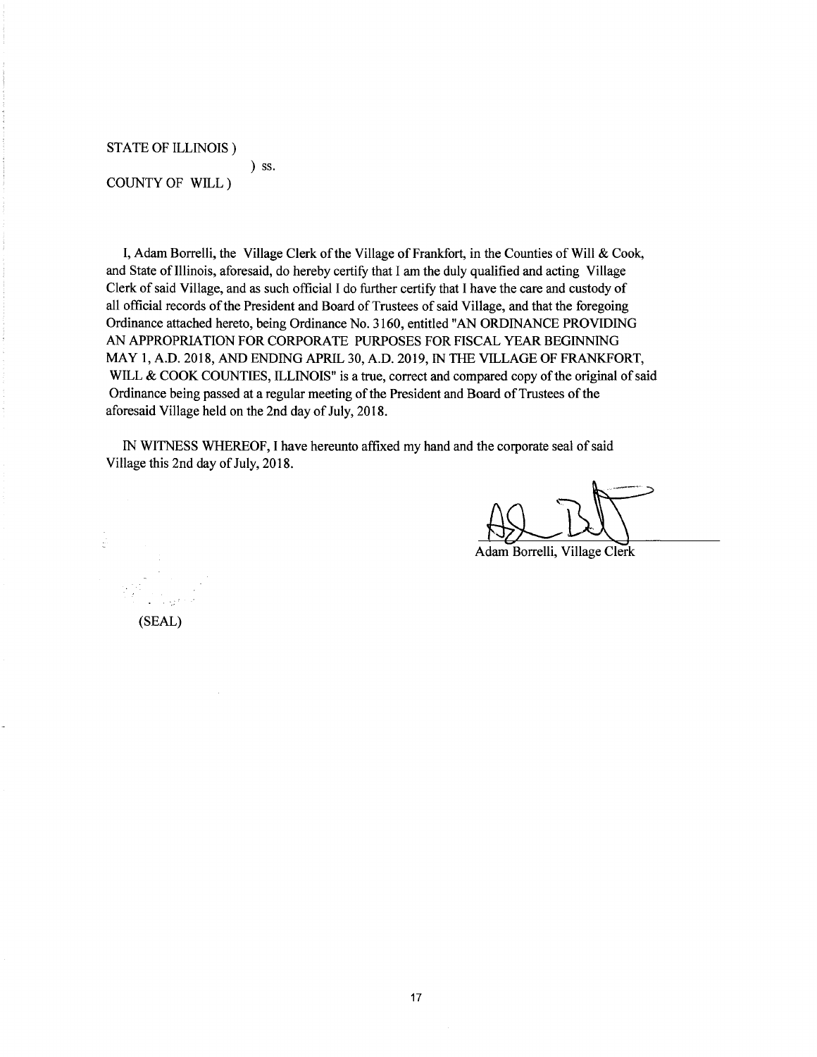STATE OF ILLINOIS )

) ss.

COUNTY OF WILL )

I, Adam Borrelli, the Village Clerk of the Village of Frankfort, in the Counties of Will & Cook, and State of Illinois, aforesaid, do hereby certify that I am the duly qualified and acting Village Clerk of said Village, and as such official I do further certify that I have the care and custody of all official records of the President and Board of Trustees of said Village, and that the foregoing Ordinance attached hereto, being Ordinance No. 3160, entitled "AN ORDINANCE PROVIDING AN APPROPRIATION FOR CORPORATE PURPOSES FOR FISCAL YEAR BEGINNING MAY 1, A.D. 2018, AND ENDING APRIL 30, A.D. 2019, IN THE VILLAGE OF FRANKFORT, WILL & COOK COUNTIES, ILLINOIS" is a true, correct and compared copy of the original of said Ordinance being passed at a regular meeting of the President and Board of Trustees of the aforesaid Village held on the 2nd day of July, 2018.

IN WITNESS WHEREOF, I have hereunto affixed my hand and the corporate seal of said Village this 2nd day of July, 2018.

Adam Borrelli, Village Clerk

(SEAL)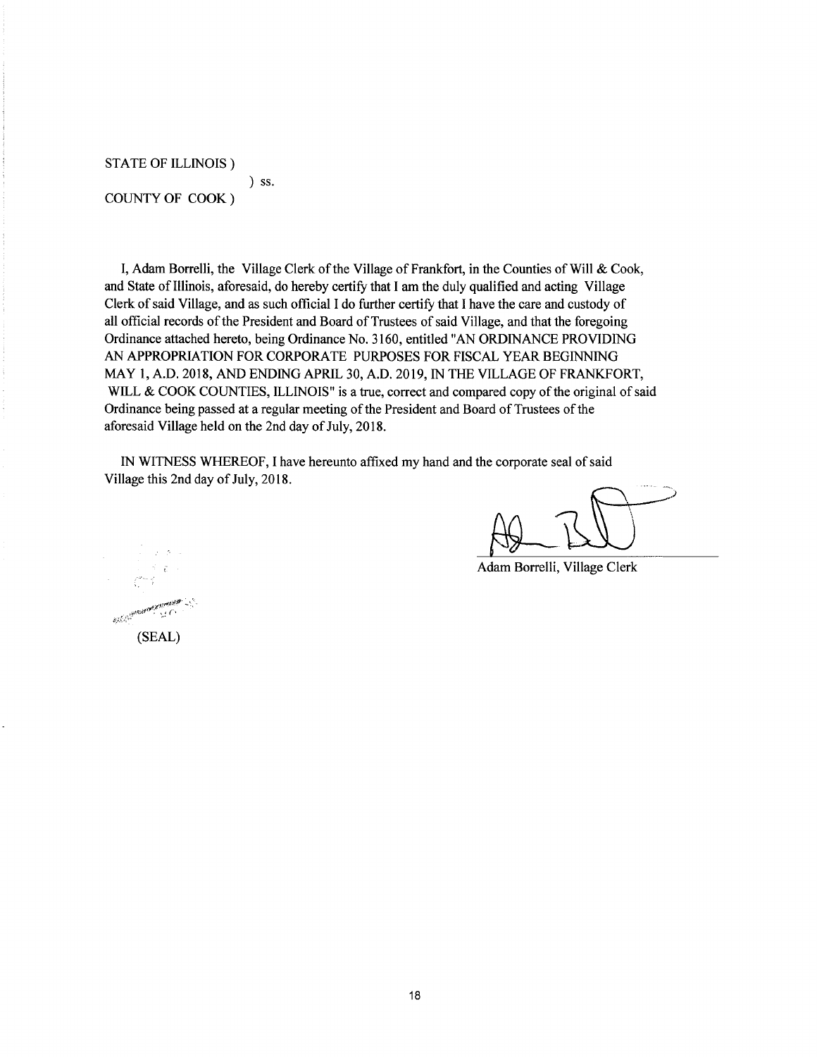STATE OF ILLINOIS )  
) ss.  
COUNTY OF COOK )

I, Adam Borrelli, the Village Clerk of the Village of Frankfort, in the Counties of Will & Cook, and State of Illinois, aforesaid, do hereby certify that I am the duly qualified and acting Village Clerk of said Village, and as such official I do further certify that I have the care and custody of all official records of the President and Board of Trustees of said Village, and that the foregoing Ordinance attached hereto, being Ordinance No. 3160, entitled "AN ORDINANCE PROVIDING AN APPROPRIATION FOR CORPORATE PURPOSES FOR FISCAL YEAR BEGINNING MAY 1, A.D. 2018, AND ENDING APRIL 30, A.D. 2019, IN THE VILLAGE OF FRANKFORT, WILL & COOK COUNTIES, ILLINOIS" is a true, correct and compared copy of the original of said Ordinance being passed at a regular meeting of the President and Board of Trustees of the aforesaid Village held on the 2nd day of July, 2018.

IN WITNESS WHEREOF, I have hereunto affixed my hand and the corporate seal of said Village this 2nd day of July, 2018.

Adam Borrelli, Village Clerk

(SEAL)